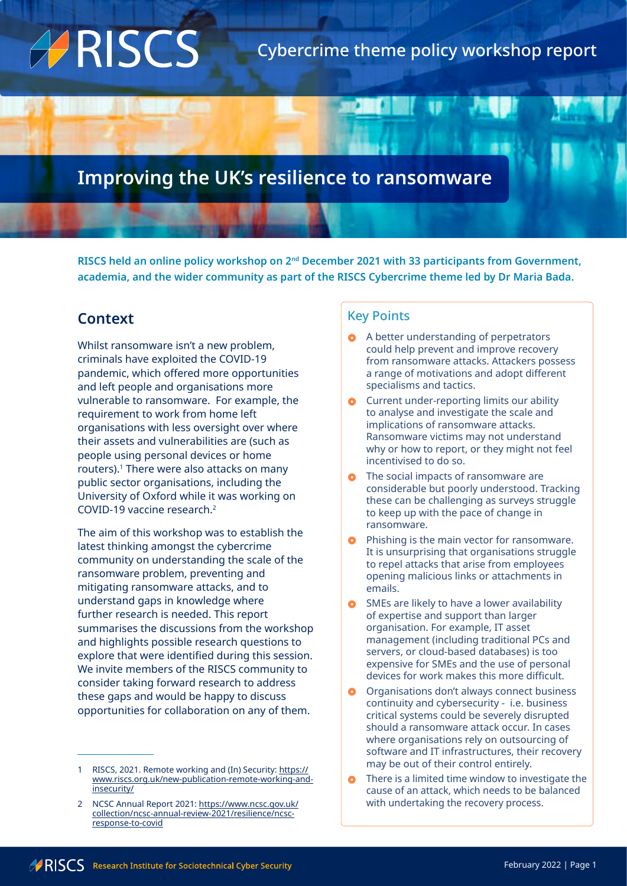# Cybercrime theme policy workshop report

# Improving the UK's resilience to ransomware

**RISCS held an online policy workshop on 2nd December 2021 with 33 participants from Government, academia, and the wider community as part of the RISCS Cybercrime theme led by Dr Maria Bada.**

## Context

Whilst ransomware isn't a new problem, criminals have exploited the COVID-19 pandemic, which offered more opportunities and left people and organisations more vulnerable to ransomware. For example, the requirement to work from home left organisations with less oversight over where their assets and vulnerabilities are (such as people using personal devices or home routers).[1] There were also attacks on many public sector organisations, including the University of Oxford while it was working on COVID-19 vaccine research.[2]

The aim of this workshop was to establish the latest thinking amongst the cybercrime community on understanding the scale of the ransomware problem, preventing and mitigating ransomware attacks, and to understand gaps in knowledge where further research is needed. This report summarises the discussions from the workshop and highlights possible research questions to explore that were identified during this session. We invite members of the RISCS community to consider taking forward research to address these gaps and would be happy to discuss opportunities for collaboration on any of them.

## Key Points

- A better understanding of perpetrators could help prevent and improve recovery from ransomware attacks. Attackers possess a range of motivations and adopt different specialisms and tactics.
- Current under-reporting limits our ability to analyse and investigate the scale and implications of ransomware attacks. Ransomware victims may not understand why or how to report, or they might not feel incentivised to do so.
- The social impacts of ransomware are considerable but poorly understood. Tracking these can be challenging as surveys struggle to keep up with the pace of change in ransomware.
- Phishing is the main vector for ransomware. It is unsurprising that organisations struggle to repel attacks that arise from employees opening malicious links or attachments in emails.
- SMEs are likely to have a lower availability of expertise and support than larger organisation. For example, IT asset management (including traditional PCs and servers, or cloud-based databases) is too expensive for SMEs and the use of personal devices for work makes this more difficult.
- Organisations don't always connect business continuity and cybersecurity - i.e. business critical systems could be severely disrupted should a ransomware attack occur. In cases where organisations rely on outsourcing of software and IT infrastructures, their recovery may be out of their control entirely.
- There is a limited time window to investigate the cause of an attack, which needs to be balanced with undertaking the recovery process.

---

1 RISCS, 2021. Remote working and (In) Security: https://www.riscs.org.uk/new-publication-remote-working-and-insecurity/

2 NCSC Annual Report 2021: https://www.ncsc.gov.uk/collection/ncsc-annual-review-2021/resilience/ncsc-response-to-covid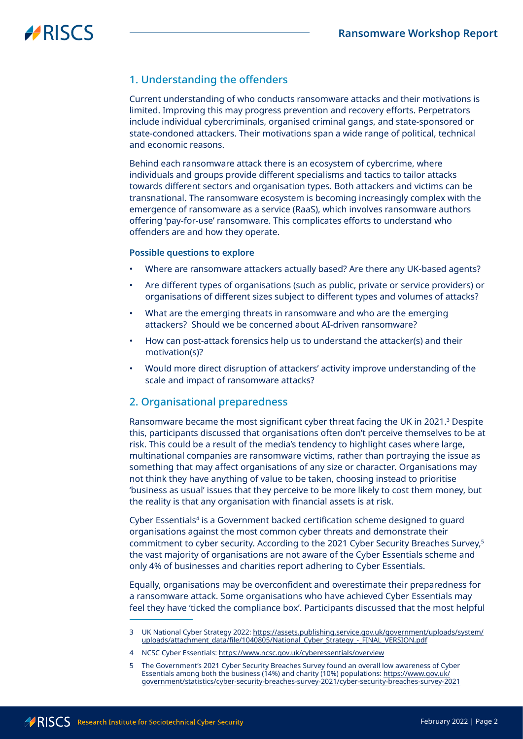## 1. Understanding the offenders

Current understanding of who conducts ransomware attacks and their motivations is limited. Improving this may progress prevention and recovery efforts. Perpetrators include individual cybercriminals, organised criminal gangs, and state-sponsored or state-condoned attackers. Their motivations span a wide range of political, technical and economic reasons.

Behind each ransomware attack there is an ecosystem of cybercrime, where individuals and groups provide different specialisms and tactics to tailor attacks towards different sectors and organisation types. Both attackers and victims can be transnational. The ransomware ecosystem is becoming increasingly complex with the emergence of ransomware as a service (RaaS), which involves ransomware authors offering 'pay-for-use' ransomware. This complicates efforts to understand who offenders are and how they operate.

**Possible questions to explore**

- Where are ransomware attackers actually based? Are there any UK-based agents?
- Are different types of organisations (such as public, private or service providers) or organisations of different sizes subject to different types and volumes of attacks?
- What are the emerging threats in ransomware and who are the emerging attackers? Should we be concerned about AI-driven ransomware?
- How can post-attack forensics help us to understand the attacker(s) and their motivation(s)?
- Would more direct disruption of attackers' activity improve understanding of the scale and impact of ransomware attacks?

## 2. Organisational preparedness

Ransomware became the most significant cyber threat facing the UK in 2021.[3] Despite this, participants discussed that organisations often don't perceive themselves to be at risk. This could be a result of the media's tendency to highlight cases where large, multinational companies are ransomware victims, rather than portraying the issue as something that may affect organisations of any size or character. Organisations may not think they have anything of value to be taken, choosing instead to prioritise 'business as usual' issues that they perceive to be more likely to cost them money, but the reality is that any organisation with financial assets is at risk.

Cyber Essentials[4] is a Government backed certification scheme designed to guard organisations against the most common cyber threats and demonstrate their commitment to cyber security. According to the 2021 Cyber Security Breaches Survey,[5] the vast majority of organisations are not aware of the Cyber Essentials scheme and only 4% of businesses and charities report adhering to Cyber Essentials.

Equally, organisations may be overconfident and overestimate their preparedness for a ransomware attack. Some organisations who have achieved Cyber Essentials may feel they have 'ticked the compliance box'. Participants discussed that the most helpful

---

3 UK National Cyber Strategy 2022: https://assets.publishing.service.gov.uk/government/uploads/system/uploads/attachment_data/file/1040805/National_Cyber_Strategy_-_FINAL_VERSION.pdf

4 NCSC Cyber Essentials: https://www.ncsc.gov.uk/cyberessentials/overview

5 The Government's 2021 Cyber Security Breaches Survey found an overall low awareness of Cyber Essentials among both the business (14%) and charity (10%) populations: https://www.gov.uk/government/statistics/cyber-security-breaches-survey-2021/cyber-security-breaches-survey-2021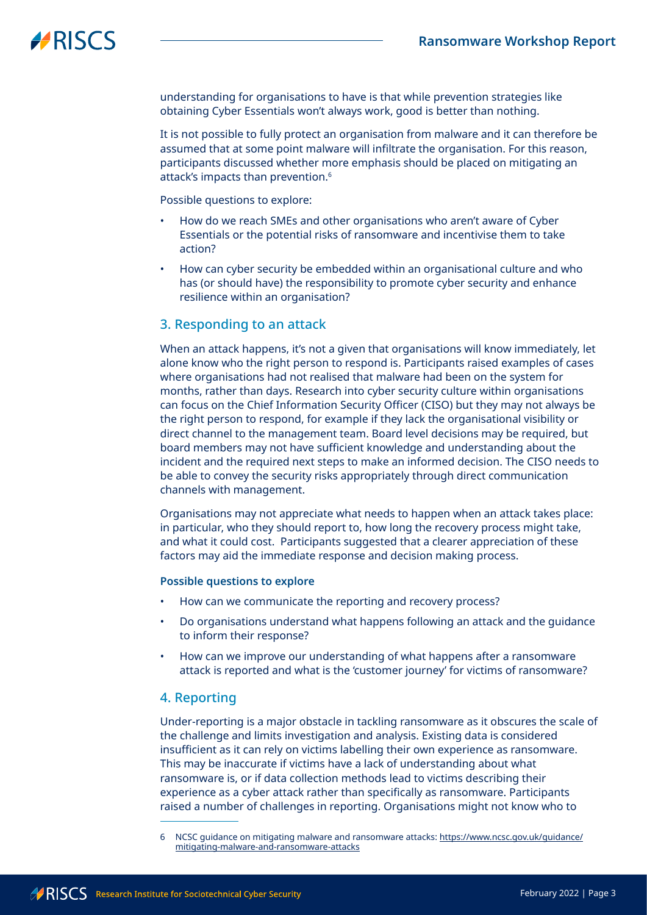understanding for organisations to have is that while prevention strategies like obtaining Cyber Essentials won't always work, good is better than nothing.

It is not possible to fully protect an organisation from malware and it can therefore be assumed that at some point malware will infiltrate the organisation. For this reason, participants discussed whether more emphasis should be placed on mitigating an attack's impacts than prevention.[6]

Possible questions to explore:

- How do we reach SMEs and other organisations who aren't aware of Cyber Essentials or the potential risks of ransomware and incentivise them to take action?
- How can cyber security be embedded within an organisational culture and who has (or should have) the responsibility to promote cyber security and enhance resilience within an organisation?

## 3. Responding to an attack

When an attack happens, it's not a given that organisations will know immediately, let alone know who the right person to respond is. Participants raised examples of cases where organisations had not realised that malware had been on the system for months, rather than days. Research into cyber security culture within organisations can focus on the Chief Information Security Officer (CISO) but they may not always be the right person to respond, for example if they lack the organisational visibility or direct channel to the management team. Board level decisions may be required, but board members may not have sufficient knowledge and understanding about the incident and the required next steps to make an informed decision. The CISO needs to be able to convey the security risks appropriately through direct communication channels with management.

Organisations may not appreciate what needs to happen when an attack takes place: in particular, who they should report to, how long the recovery process might take, and what it could cost. Participants suggested that a clearer appreciation of these factors may aid the immediate response and decision making process.

**Possible questions to explore**

- How can we communicate the reporting and recovery process?
- Do organisations understand what happens following an attack and the guidance to inform their response?
- How can we improve our understanding of what happens after a ransomware attack is reported and what is the 'customer journey' for victims of ransomware?

## 4. Reporting

Under-reporting is a major obstacle in tackling ransomware as it obscures the scale of the challenge and limits investigation and analysis. Existing data is considered insufficient as it can rely on victims labelling their own experience as ransomware. This may be inaccurate if victims have a lack of understanding about what ransomware is, or if data collection methods lead to victims describing their experience as a cyber attack rather than specifically as ransomware. Participants raised a number of challenges in reporting. Organisations might not know who to

---

6 NCSC guidance on mitigating malware and ransomware attacks: https://www.ncsc.gov.uk/guidance/mitigating-malware-and-ransomware-attacks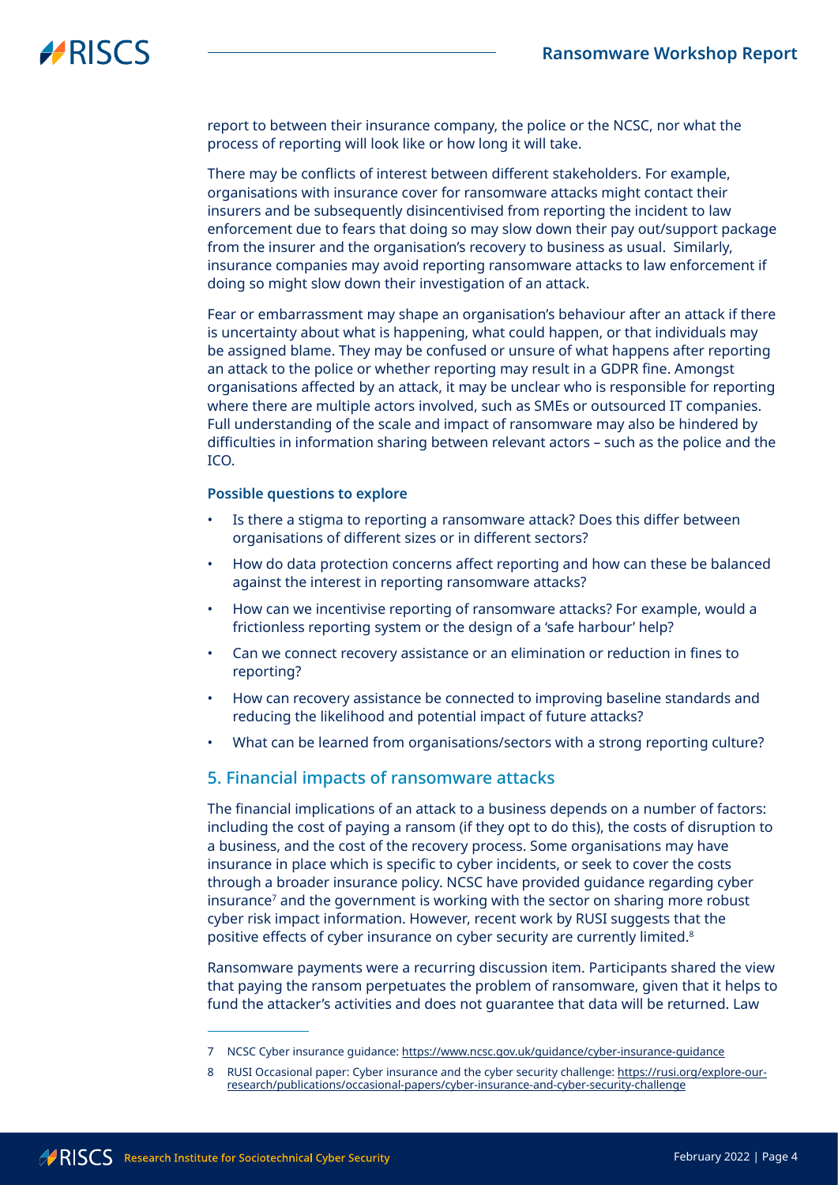report to between their insurance company, the police or the NCSC, nor what the process of reporting will look like or how long it will take.

There may be conflicts of interest between different stakeholders. For example, organisations with insurance cover for ransomware attacks might contact their insurers and be subsequently disincentivised from reporting the incident to law enforcement due to fears that doing so may slow down their pay out/support package from the insurer and the organisation's recovery to business as usual. Similarly, insurance companies may avoid reporting ransomware attacks to law enforcement if doing so might slow down their investigation of an attack.

Fear or embarrassment may shape an organisation's behaviour after an attack if there is uncertainty about what is happening, what could happen, or that individuals may be assigned blame. They may be confused or unsure of what happens after reporting an attack to the police or whether reporting may result in a GDPR fine. Amongst organisations affected by an attack, it may be unclear who is responsible for reporting where there are multiple actors involved, such as SMEs or outsourced IT companies. Full understanding of the scale and impact of ransomware may also be hindered by difficulties in information sharing between relevant actors – such as the police and the ICO.

**Possible questions to explore**

- Is there a stigma to reporting a ransomware attack? Does this differ between organisations of different sizes or in different sectors?
- How do data protection concerns affect reporting and how can these be balanced against the interest in reporting ransomware attacks?
- How can we incentivise reporting of ransomware attacks? For example, would a frictionless reporting system or the design of a 'safe harbour' help?
- Can we connect recovery assistance or an elimination or reduction in fines to reporting?
- How can recovery assistance be connected to improving baseline standards and reducing the likelihood and potential impact of future attacks?
- What can be learned from organisations/sectors with a strong reporting culture?

## 5. Financial impacts of ransomware attacks

The financial implications of an attack to a business depends on a number of factors: including the cost of paying a ransom (if they opt to do this), the costs of disruption to a business, and the cost of the recovery process. Some organisations may have insurance in place which is specific to cyber incidents, or seek to cover the costs through a broader insurance policy. NCSC have provided guidance regarding cyber insurance[7] and the government is working with the sector on sharing more robust cyber risk impact information. However, recent work by RUSI suggests that the positive effects of cyber insurance on cyber security are currently limited.[8]

Ransomware payments were a recurring discussion item. Participants shared the view that paying the ransom perpetuates the problem of ransomware, given that it helps to fund the attacker's activities and does not guarantee that data will be returned. Law

---

7 NCSC Cyber insurance guidance: https://www.ncsc.gov.uk/guidance/cyber-insurance-guidance

8 RUSI Occasional paper: Cyber insurance and the cyber security challenge: https://rusi.org/explore-our-research/publications/occasional-papers/cyber-insurance-and-cyber-security-challenge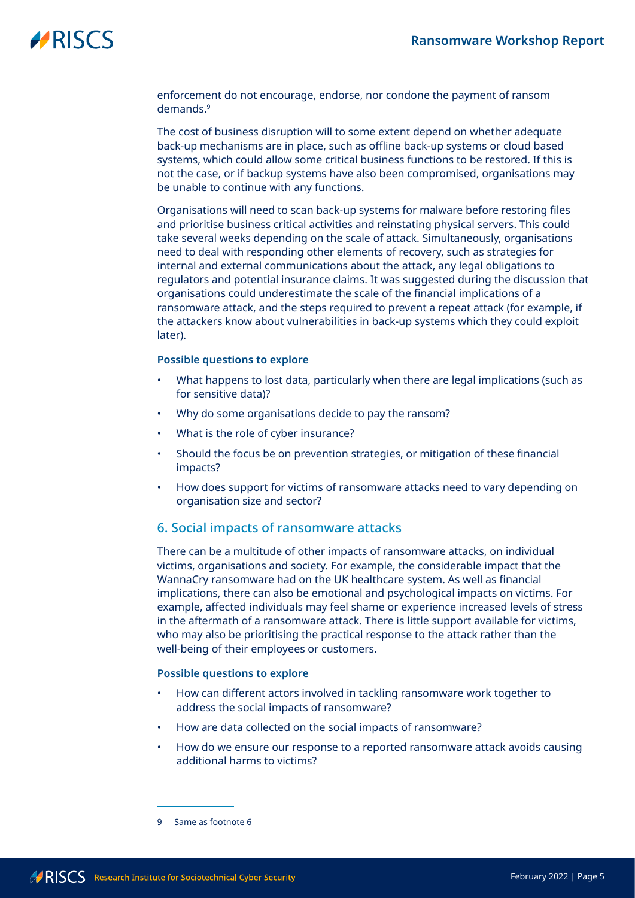enforcement do not encourage, endorse, nor condone the payment of ransom demands.[9]

The cost of business disruption will to some extent depend on whether adequate back-up mechanisms are in place, such as offline back-up systems or cloud based systems, which could allow some critical business functions to be restored. If this is not the case, or if backup systems have also been compromised, organisations may be unable to continue with any functions.

Organisations will need to scan back-up systems for malware before restoring files and prioritise business critical activities and reinstating physical servers. This could take several weeks depending on the scale of attack. Simultaneously, organisations need to deal with responding other elements of recovery, such as strategies for internal and external communications about the attack, any legal obligations to regulators and potential insurance claims. It was suggested during the discussion that organisations could underestimate the scale of the financial implications of a ransomware attack, and the steps required to prevent a repeat attack (for example, if the attackers know about vulnerabilities in back-up systems which they could exploit later).

**Possible questions to explore**

- What happens to lost data, particularly when there are legal implications (such as for sensitive data)?
- Why do some organisations decide to pay the ransom?
- What is the role of cyber insurance?
- Should the focus be on prevention strategies, or mitigation of these financial impacts?
- How does support for victims of ransomware attacks need to vary depending on organisation size and sector?

## 6. Social impacts of ransomware attacks

There can be a multitude of other impacts of ransomware attacks, on individual victims, organisations and society. For example, the considerable impact that the WannaCry ransomware had on the UK healthcare system. As well as financial implications, there can also be emotional and psychological impacts on victims. For example, affected individuals may feel shame or experience increased levels of stress in the aftermath of a ransomware attack. There is little support available for victims, who may also be prioritising the practical response to the attack rather than the well-being of their employees or customers.

**Possible questions to explore**

- How can different actors involved in tackling ransomware work together to address the social impacts of ransomware?
- How are data collected on the social impacts of ransomware?
- How do we ensure our response to a reported ransomware attack avoids causing additional harms to victims?

---

9 Same as footnote 6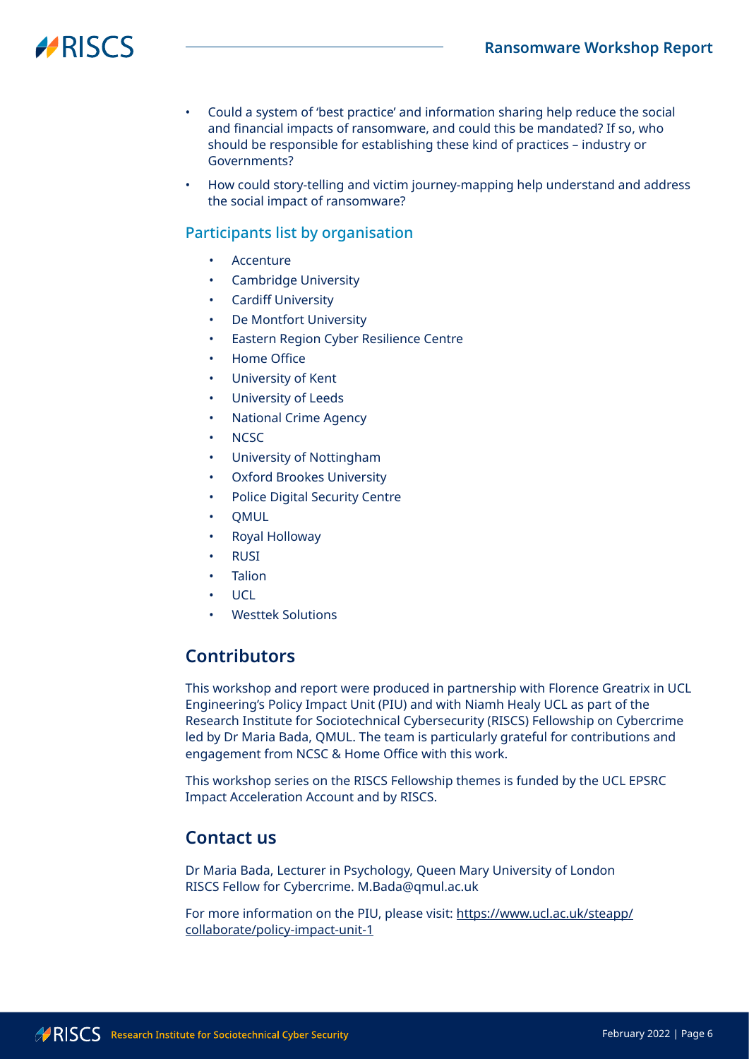- Could a system of 'best practice' and information sharing help reduce the social and financial impacts of ransomware, and could this be mandated? If so, who should be responsible for establishing these kind of practices – industry or Governments?
- How could story-telling and victim journey-mapping help understand and address the social impact of ransomware?

### Participants list by organisation

- Accenture
- Cambridge University
- Cardiff University
- De Montfort University
- Eastern Region Cyber Resilience Centre
- Home Office
- University of Kent
- University of Leeds
- National Crime Agency
- NCSC
- University of Nottingham
- Oxford Brookes University
- Police Digital Security Centre
- QMUL
- Royal Holloway
- RUSI
- Talion
- UCL
- Westtek Solutions

## Contributors

This workshop and report were produced in partnership with Florence Greatrix in UCL Engineering's Policy Impact Unit (PIU) and with Niamh Healy UCL as part of the Research Institute for Sociotechnical Cybersecurity (RISCS) Fellowship on Cybercrime led by Dr Maria Bada, QMUL. The team is particularly grateful for contributions and engagement from NCSC & Home Office with this work.

This workshop series on the RISCS Fellowship themes is funded by the UCL EPSRC Impact Acceleration Account and by RISCS.

## Contact us

Dr Maria Bada, Lecturer in Psychology, Queen Mary University of London
RISCS Fellow for Cybercrime. M.Bada@qmul.ac.uk

For more information on the PIU, please visit: https://www.ucl.ac.uk/steapp/collaborate/policy-impact-unit-1